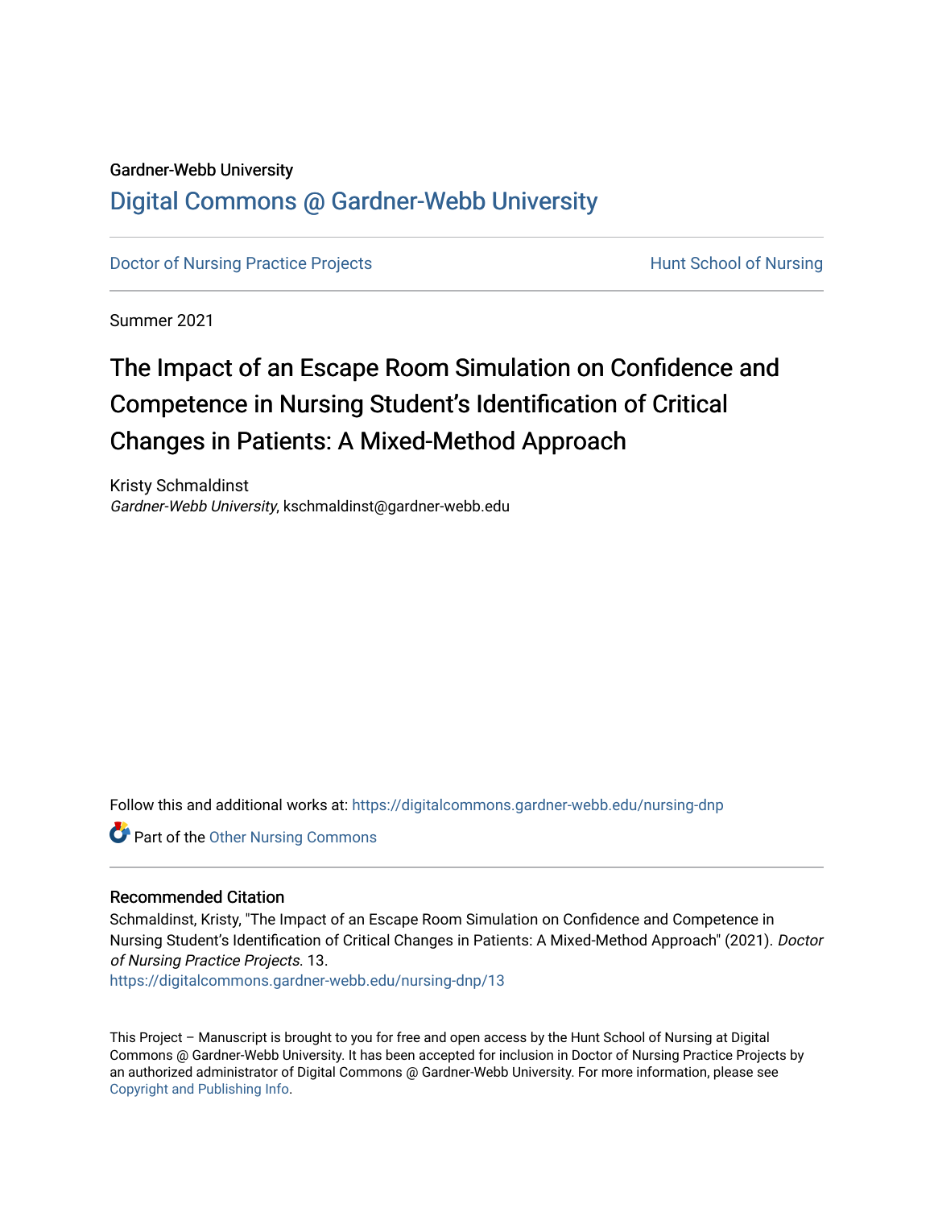Gardner-Webb University

# Digital Commons @ Gardner-Webb University

Doctor of Nursing Practice Projects | Hunt School of Nursing

Summer 2021

# The Impact of an Escape Room Simulation on Confidence and Competence in Nursing Student's Identification of Critical Changes in Patients: A Mixed-Method Approach

Kristy Schmaldinst
*Gardner-Webb University*, kschmaldinst@gardner-webb.edu

Follow this and additional works at: https://digitalcommons.gardner-webb.edu/nursing-dnp

Part of the Other Nursing Commons

## Recommended Citation

Schmaldinst, Kristy, "The Impact of an Escape Room Simulation on Confidence and Competence in Nursing Student's Identification of Critical Changes in Patients: A Mixed-Method Approach" (2021). *Doctor of Nursing Practice Projects*. 13.
https://digitalcommons.gardner-webb.edu/nursing-dnp/13

This Project – Manuscript is brought to you for free and open access by the Hunt School of Nursing at Digital Commons @ Gardner-Webb University. It has been accepted for inclusion in Doctor of Nursing Practice Projects by an authorized administrator of Digital Commons @ Gardner-Webb University. For more information, please see Copyright and Publishing Info.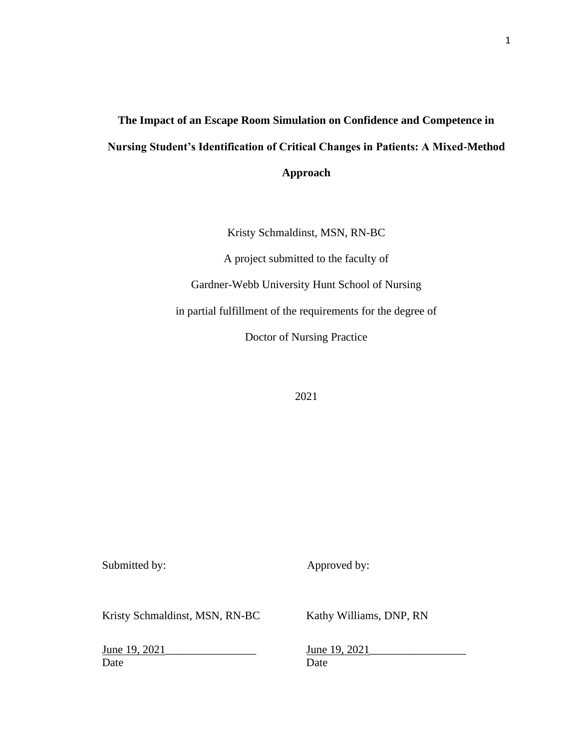# The Impact of an Escape Room Simulation on Confidence and Competence in Nursing Student's Identification of Critical Changes in Patients: A Mixed-Method Approach

Kristy Schmaldinst, MSN, RN-BC

A project submitted to the faculty of

Gardner-Webb University Hunt School of Nursing

in partial fulfillment of the requirements for the degree of

Doctor of Nursing Practice

2021

| Submitted by: | Approved by: |
|---|---|
| Kristy Schmaldinst, MSN, RN-BC | Kathy Williams, DNP, RN |
| June 19, 2021________________ | June 19, 2021_________________ |
| Date | Date |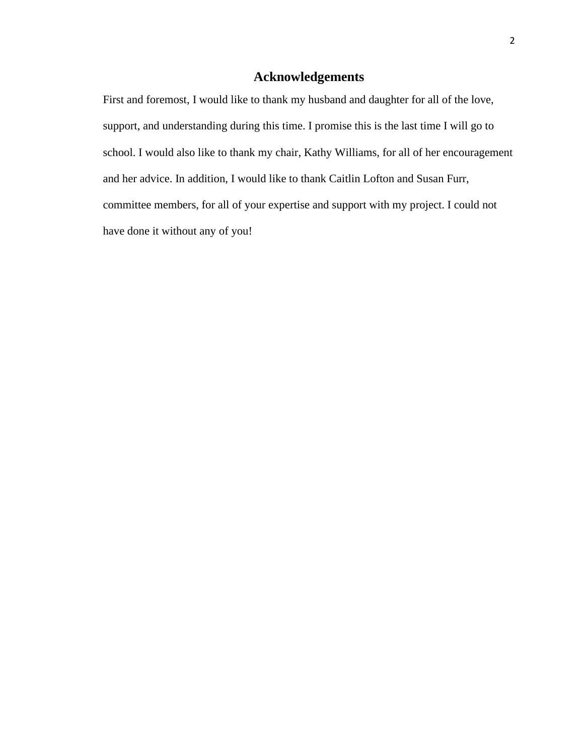## Acknowledgements

First and foremost, I would like to thank my husband and daughter for all of the love, support, and understanding during this time. I promise this is the last time I will go to school. I would also like to thank my chair, Kathy Williams, for all of her encouragement and her advice. In addition, I would like to thank Caitlin Lofton and Susan Furr, committee members, for all of your expertise and support with my project. I could not have done it without any of you!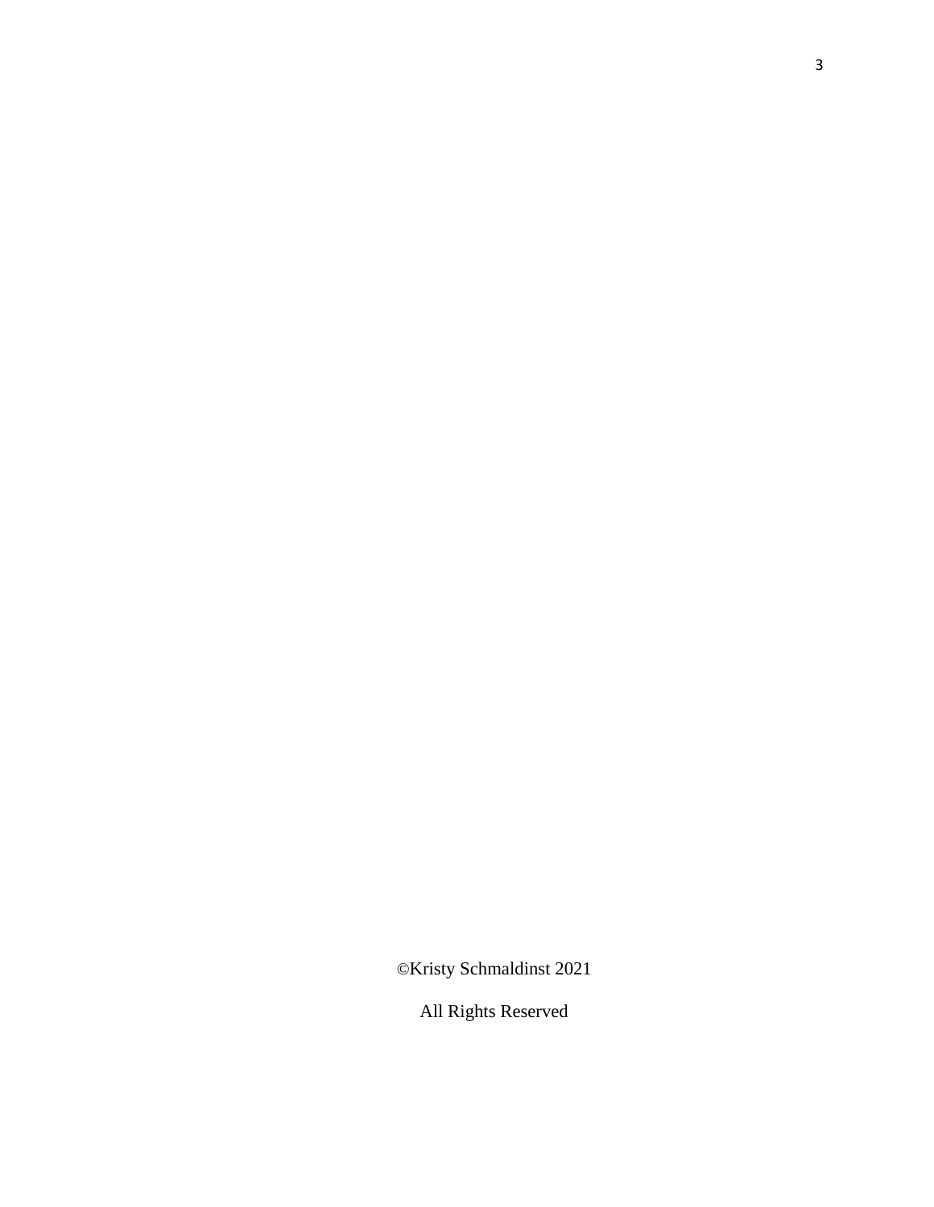©Kristy Schmaldinst 2021

All Rights Reserved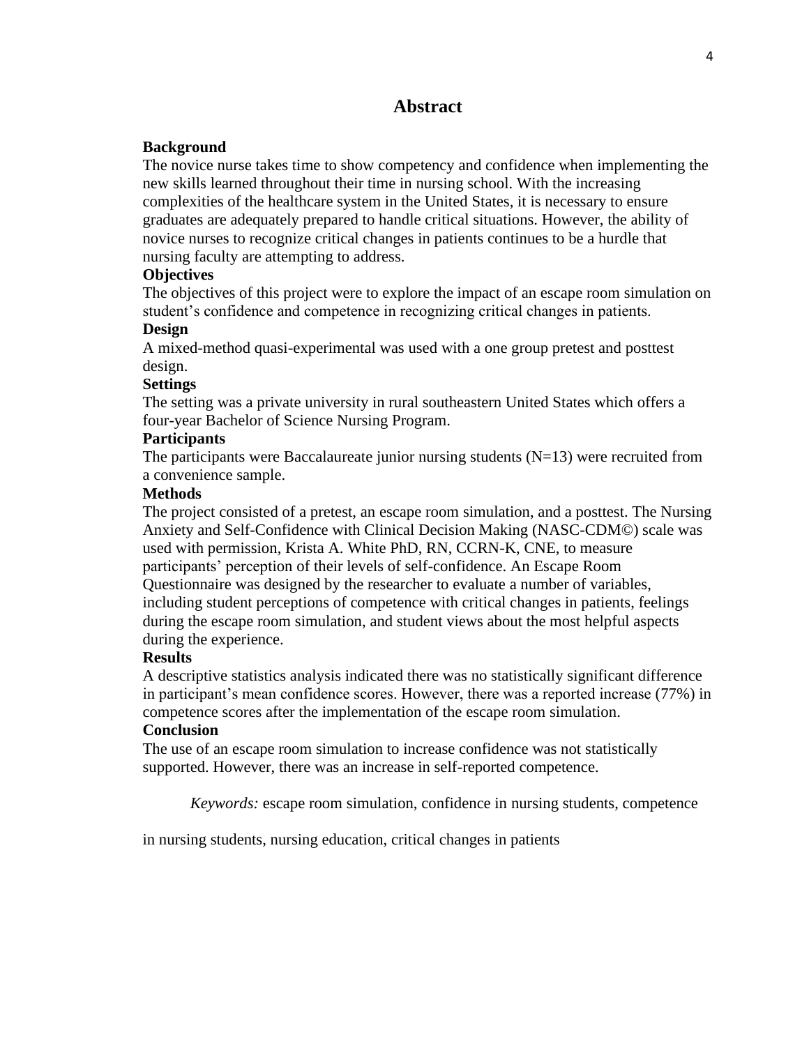# Abstract

**Background**

The novice nurse takes time to show competency and confidence when implementing the new skills learned throughout their time in nursing school. With the increasing complexities of the healthcare system in the United States, it is necessary to ensure graduates are adequately prepared to handle critical situations. However, the ability of novice nurses to recognize critical changes in patients continues to be a hurdle that nursing faculty are attempting to address.

**Objectives**

The objectives of this project were to explore the impact of an escape room simulation on student's confidence and competence in recognizing critical changes in patients.

**Design**

A mixed-method quasi-experimental was used with a one group pretest and posttest design.

**Settings**

The setting was a private university in rural southeastern United States which offers a four-year Bachelor of Science Nursing Program.

**Participants**

The participants were Baccalaureate junior nursing students (N=13) were recruited from a convenience sample.

**Methods**

The project consisted of a pretest, an escape room simulation, and a posttest. The Nursing Anxiety and Self-Confidence with Clinical Decision Making (NASC-CDM©) scale was used with permission, Krista A. White PhD, RN, CCRN-K, CNE, to measure participants' perception of their levels of self-confidence. An Escape Room Questionnaire was designed by the researcher to evaluate a number of variables, including student perceptions of competence with critical changes in patients, feelings during the escape room simulation, and student views about the most helpful aspects during the experience.

**Results**

A descriptive statistics analysis indicated there was no statistically significant difference in participant's mean confidence scores. However, there was a reported increase (77%) in competence scores after the implementation of the escape room simulation.

**Conclusion**

The use of an escape room simulation to increase confidence was not statistically supported. However, there was an increase in self-reported competence.

*Keywords:* escape room simulation, confidence in nursing students, competence in nursing students, nursing education, critical changes in patients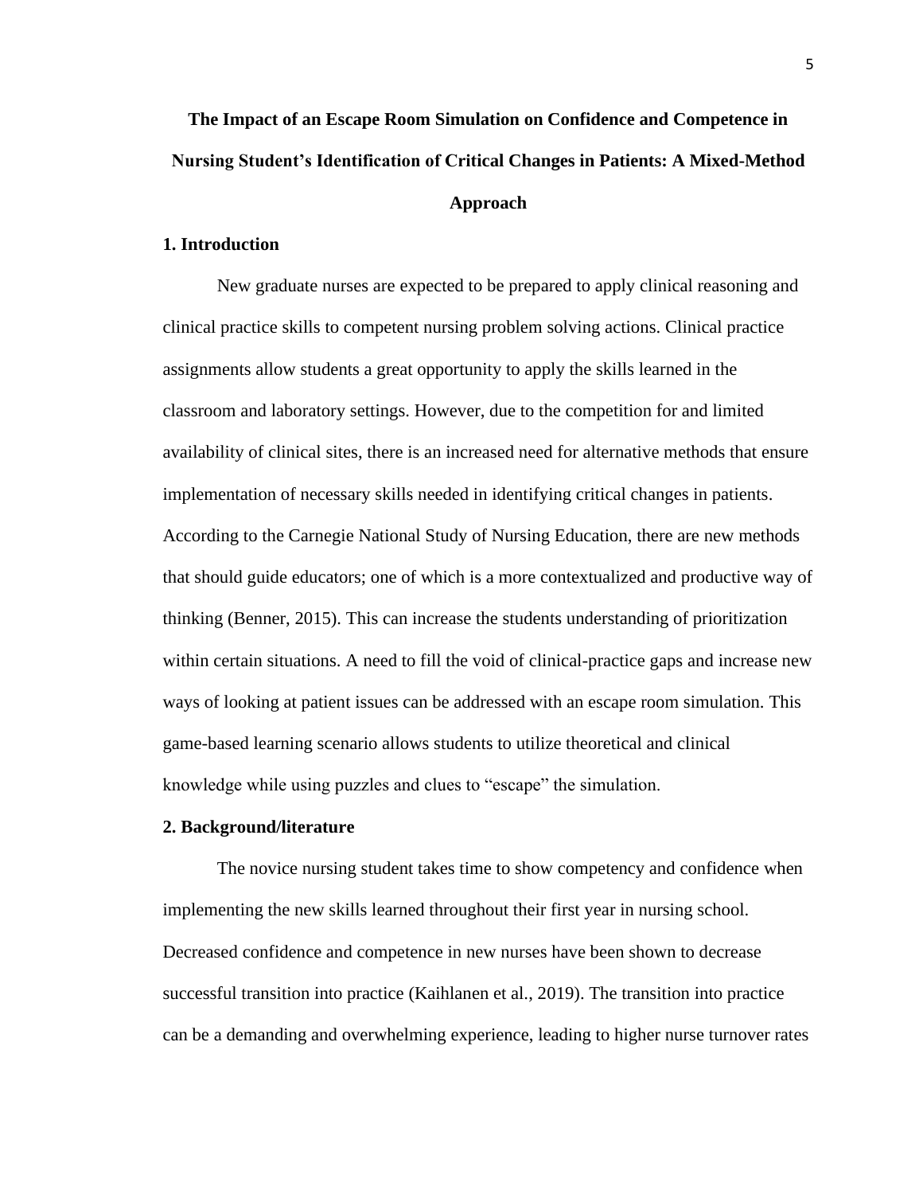# The Impact of an Escape Room Simulation on Confidence and Competence in Nursing Student's Identification of Critical Changes in Patients: A Mixed-Method Approach

## 1. Introduction

New graduate nurses are expected to be prepared to apply clinical reasoning and clinical practice skills to competent nursing problem solving actions. Clinical practice assignments allow students a great opportunity to apply the skills learned in the classroom and laboratory settings. However, due to the competition for and limited availability of clinical sites, there is an increased need for alternative methods that ensure implementation of necessary skills needed in identifying critical changes in patients. According to the Carnegie National Study of Nursing Education, there are new methods that should guide educators; one of which is a more contextualized and productive way of thinking (Benner, 2015). This can increase the students understanding of prioritization within certain situations. A need to fill the void of clinical-practice gaps and increase new ways of looking at patient issues can be addressed with an escape room simulation. This game-based learning scenario allows students to utilize theoretical and clinical knowledge while using puzzles and clues to "escape" the simulation.

## 2. Background/literature

The novice nursing student takes time to show competency and confidence when implementing the new skills learned throughout their first year in nursing school. Decreased confidence and competence in new nurses have been shown to decrease successful transition into practice (Kaihlanen et al., 2019). The transition into practice can be a demanding and overwhelming experience, leading to higher nurse turnover rates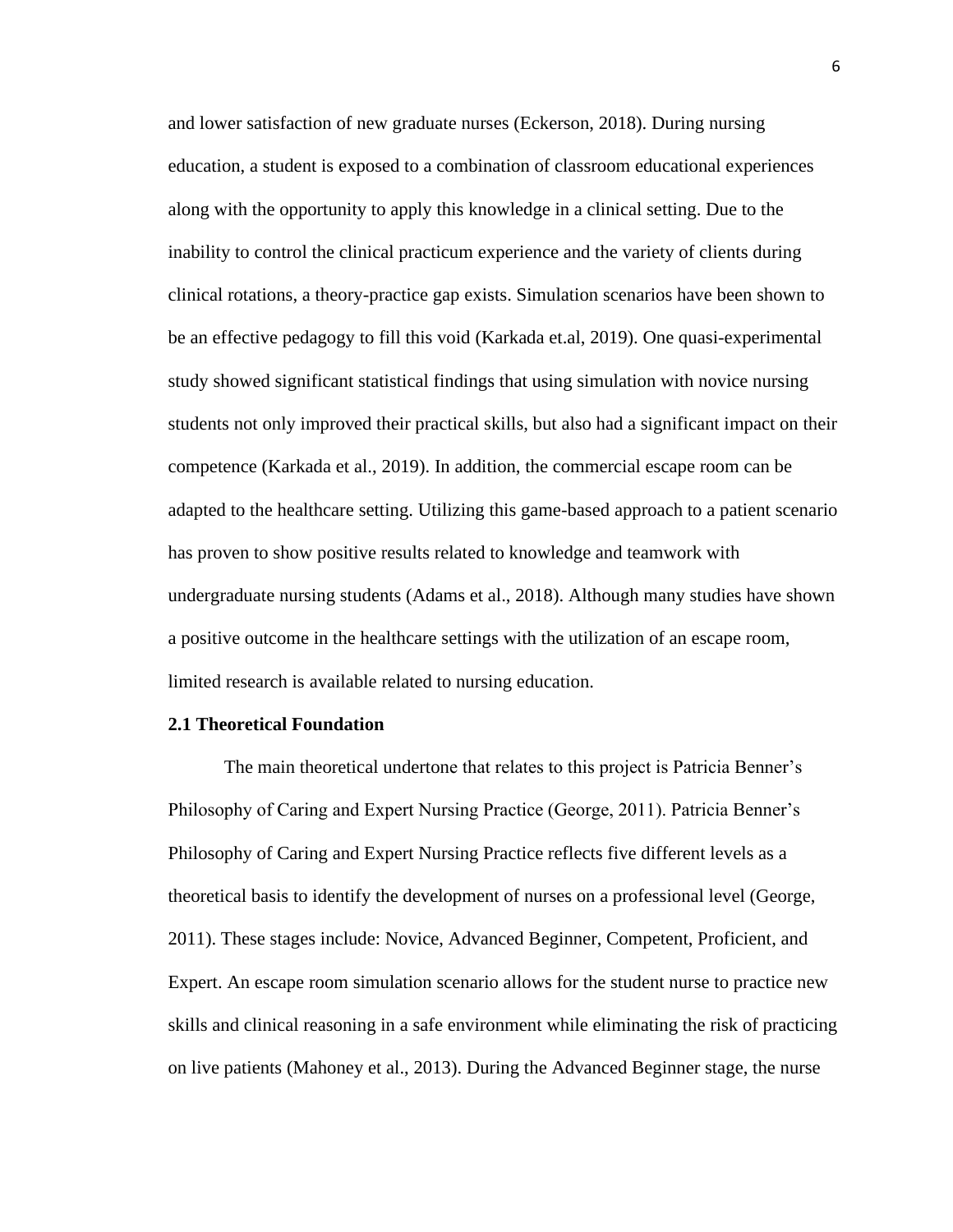and lower satisfaction of new graduate nurses (Eckerson, 2018). During nursing education, a student is exposed to a combination of classroom educational experiences along with the opportunity to apply this knowledge in a clinical setting. Due to the inability to control the clinical practicum experience and the variety of clients during clinical rotations, a theory-practice gap exists. Simulation scenarios have been shown to be an effective pedagogy to fill this void (Karkada et.al, 2019). One quasi-experimental study showed significant statistical findings that using simulation with novice nursing students not only improved their practical skills, but also had a significant impact on their competence (Karkada et al., 2019). In addition, the commercial escape room can be adapted to the healthcare setting. Utilizing this game-based approach to a patient scenario has proven to show positive results related to knowledge and teamwork with undergraduate nursing students (Adams et al., 2018). Although many studies have shown a positive outcome in the healthcare settings with the utilization of an escape room, limited research is available related to nursing education.

**2.1 Theoretical Foundation**

The main theoretical undertone that relates to this project is Patricia Benner's Philosophy of Caring and Expert Nursing Practice (George, 2011). Patricia Benner's Philosophy of Caring and Expert Nursing Practice reflects five different levels as a theoretical basis to identify the development of nurses on a professional level (George, 2011). These stages include: Novice, Advanced Beginner, Competent, Proficient, and Expert. An escape room simulation scenario allows for the student nurse to practice new skills and clinical reasoning in a safe environment while eliminating the risk of practicing on live patients (Mahoney et al., 2013). During the Advanced Beginner stage, the nurse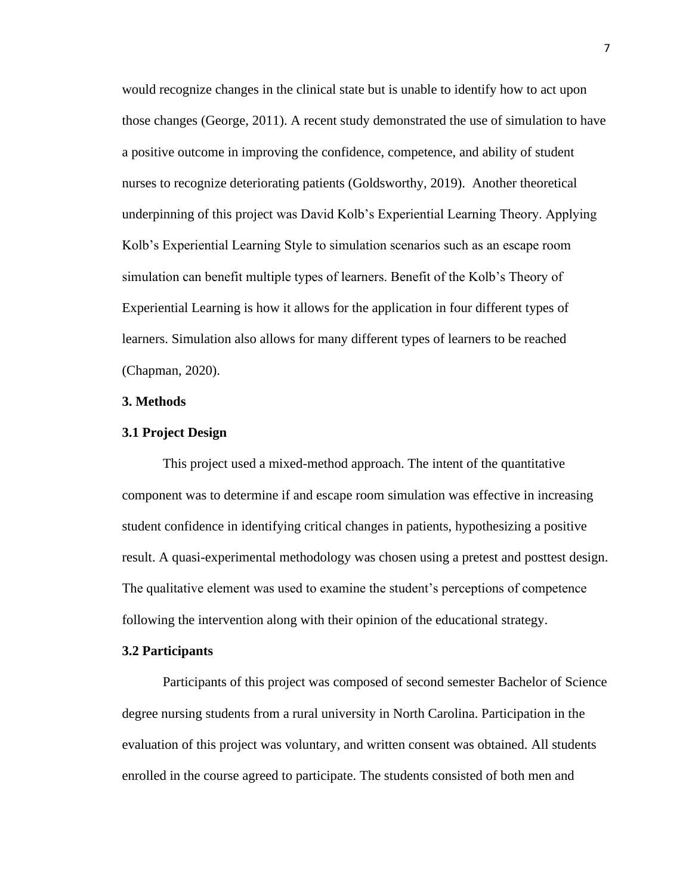would recognize changes in the clinical state but is unable to identify how to act upon those changes (George, 2011). A recent study demonstrated the use of simulation to have a positive outcome in improving the confidence, competence, and ability of student nurses to recognize deteriorating patients (Goldsworthy, 2019). Another theoretical underpinning of this project was David Kolb's Experiential Learning Theory. Applying Kolb's Experiential Learning Style to simulation scenarios such as an escape room simulation can benefit multiple types of learners. Benefit of the Kolb's Theory of Experiential Learning is how it allows for the application in four different types of learners. Simulation also allows for many different types of learners to be reached (Chapman, 2020).

## 3. Methods

### 3.1 Project Design

This project used a mixed-method approach. The intent of the quantitative component was to determine if and escape room simulation was effective in increasing student confidence in identifying critical changes in patients, hypothesizing a positive result. A quasi-experimental methodology was chosen using a pretest and posttest design. The qualitative element was used to examine the student's perceptions of competence following the intervention along with their opinion of the educational strategy.

### 3.2 Participants

Participants of this project was composed of second semester Bachelor of Science degree nursing students from a rural university in North Carolina. Participation in the evaluation of this project was voluntary, and written consent was obtained. All students enrolled in the course agreed to participate. The students consisted of both men and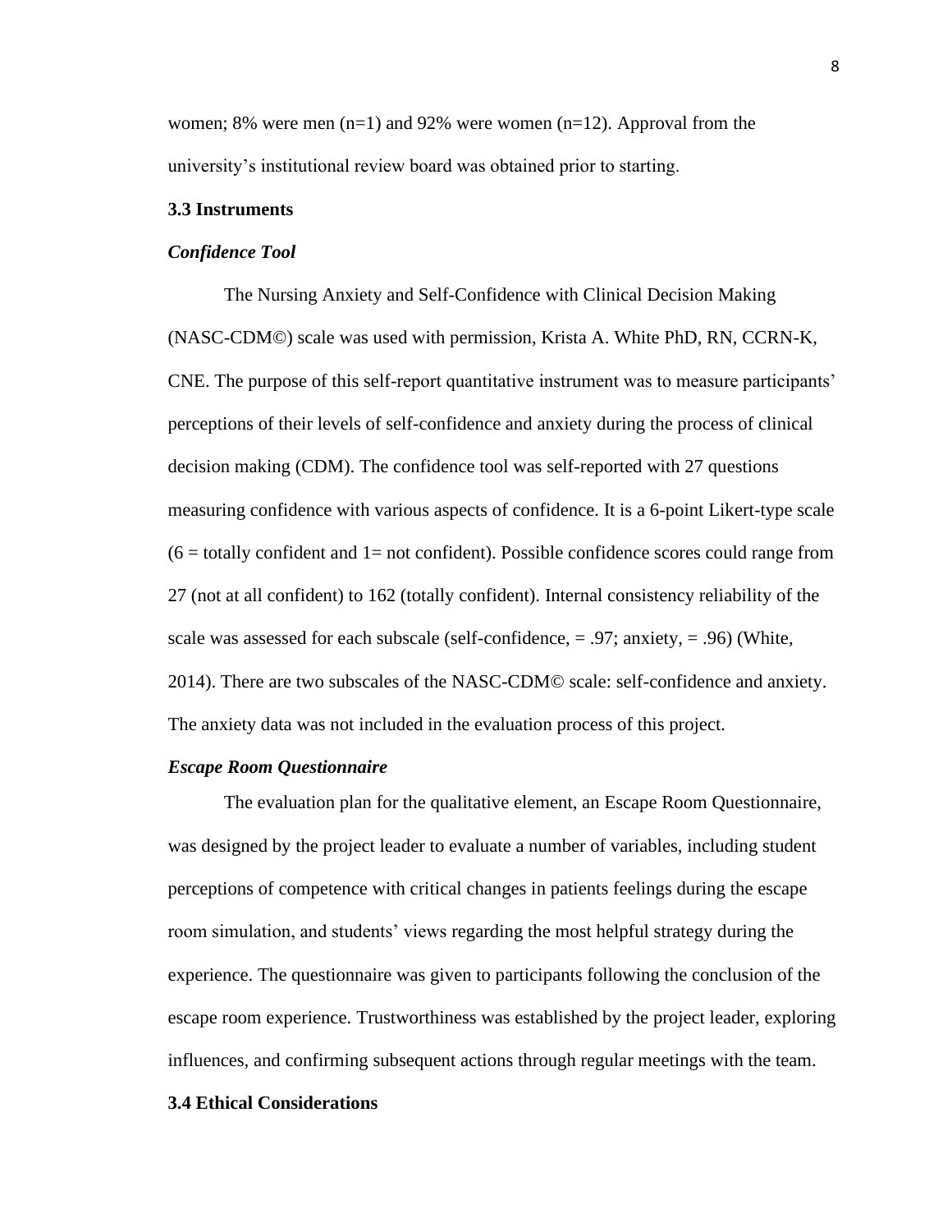women; 8% were men (n=1) and 92% were women (n=12). Approval from the university's institutional review board was obtained prior to starting.

### 3.3 Instruments

#### *Confidence Tool*

The Nursing Anxiety and Self-Confidence with Clinical Decision Making (NASC-CDM©) scale was used with permission, Krista A. White PhD, RN, CCRN-K, CNE. The purpose of this self-report quantitative instrument was to measure participants' perceptions of their levels of self-confidence and anxiety during the process of clinical decision making (CDM). The confidence tool was self-reported with 27 questions measuring confidence with various aspects of confidence. It is a 6-point Likert-type scale (6 = totally confident and 1= not confident). Possible confidence scores could range from 27 (not at all confident) to 162 (totally confident). Internal consistency reliability of the scale was assessed for each subscale (self-confidence, = .97; anxiety, = .96) (White, 2014). There are two subscales of the NASC-CDM© scale: self-confidence and anxiety. The anxiety data was not included in the evaluation process of this project.

#### *Escape Room Questionnaire*

The evaluation plan for the qualitative element, an Escape Room Questionnaire, was designed by the project leader to evaluate a number of variables, including student perceptions of competence with critical changes in patients feelings during the escape room simulation, and students' views regarding the most helpful strategy during the experience. The questionnaire was given to participants following the conclusion of the escape room experience. Trustworthiness was established by the project leader, exploring influences, and confirming subsequent actions through regular meetings with the team.

### 3.4 Ethical Considerations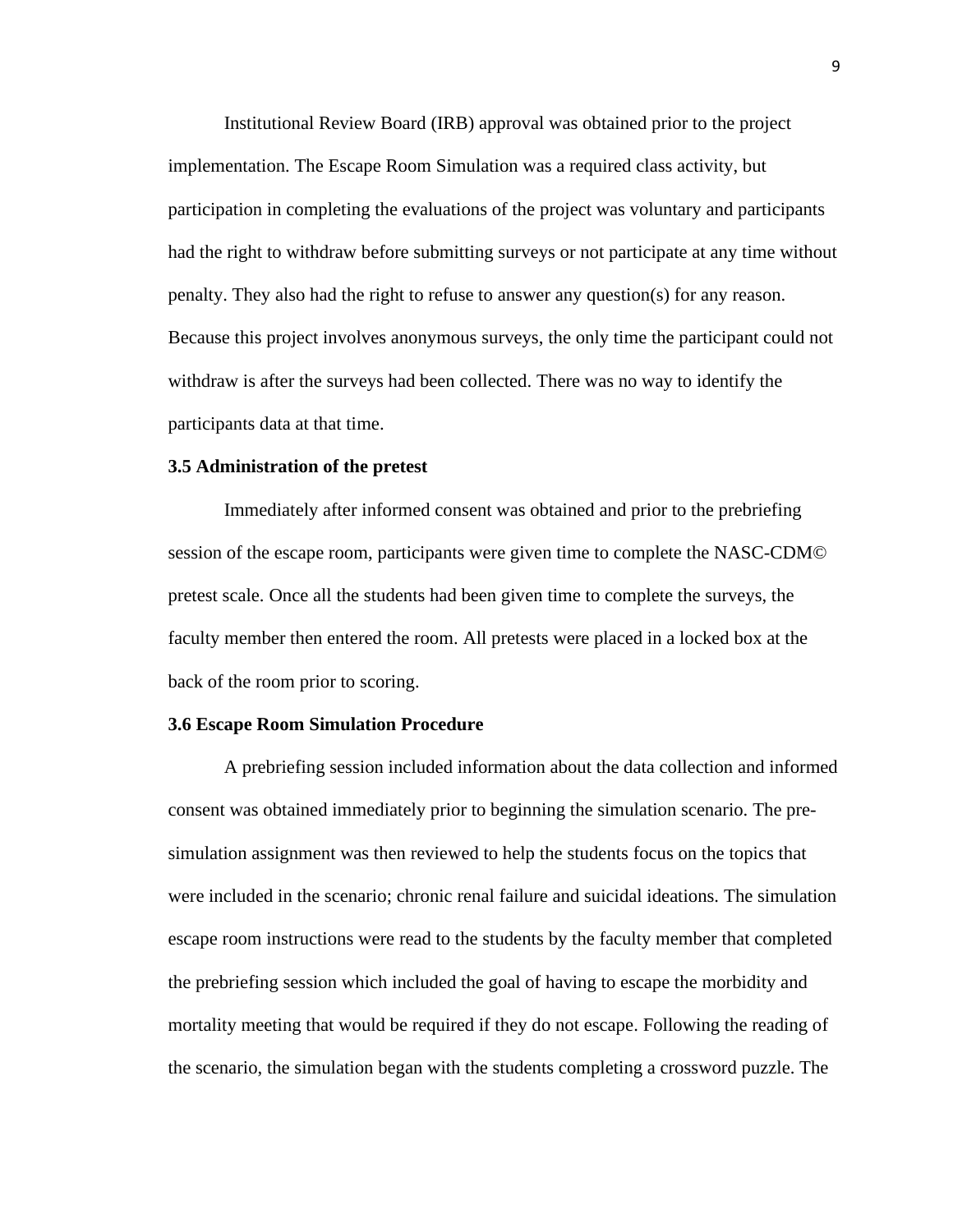Institutional Review Board (IRB) approval was obtained prior to the project implementation. The Escape Room Simulation was a required class activity, but participation in completing the evaluations of the project was voluntary and participants had the right to withdraw before submitting surveys or not participate at any time without penalty. They also had the right to refuse to answer any question(s) for any reason. Because this project involves anonymous surveys, the only time the participant could not withdraw is after the surveys had been collected. There was no way to identify the participants data at that time.

### 3.5 Administration of the pretest

Immediately after informed consent was obtained and prior to the prebriefing session of the escape room, participants were given time to complete the NASC-CDM© pretest scale. Once all the students had been given time to complete the surveys, the faculty member then entered the room. All pretests were placed in a locked box at the back of the room prior to scoring.

### 3.6 Escape Room Simulation Procedure

A prebriefing session included information about the data collection and informed consent was obtained immediately prior to beginning the simulation scenario. The pre-simulation assignment was then reviewed to help the students focus on the topics that were included in the scenario; chronic renal failure and suicidal ideations. The simulation escape room instructions were read to the students by the faculty member that completed the prebriefing session which included the goal of having to escape the morbidity and mortality meeting that would be required if they do not escape. Following the reading of the scenario, the simulation began with the students completing a crossword puzzle. The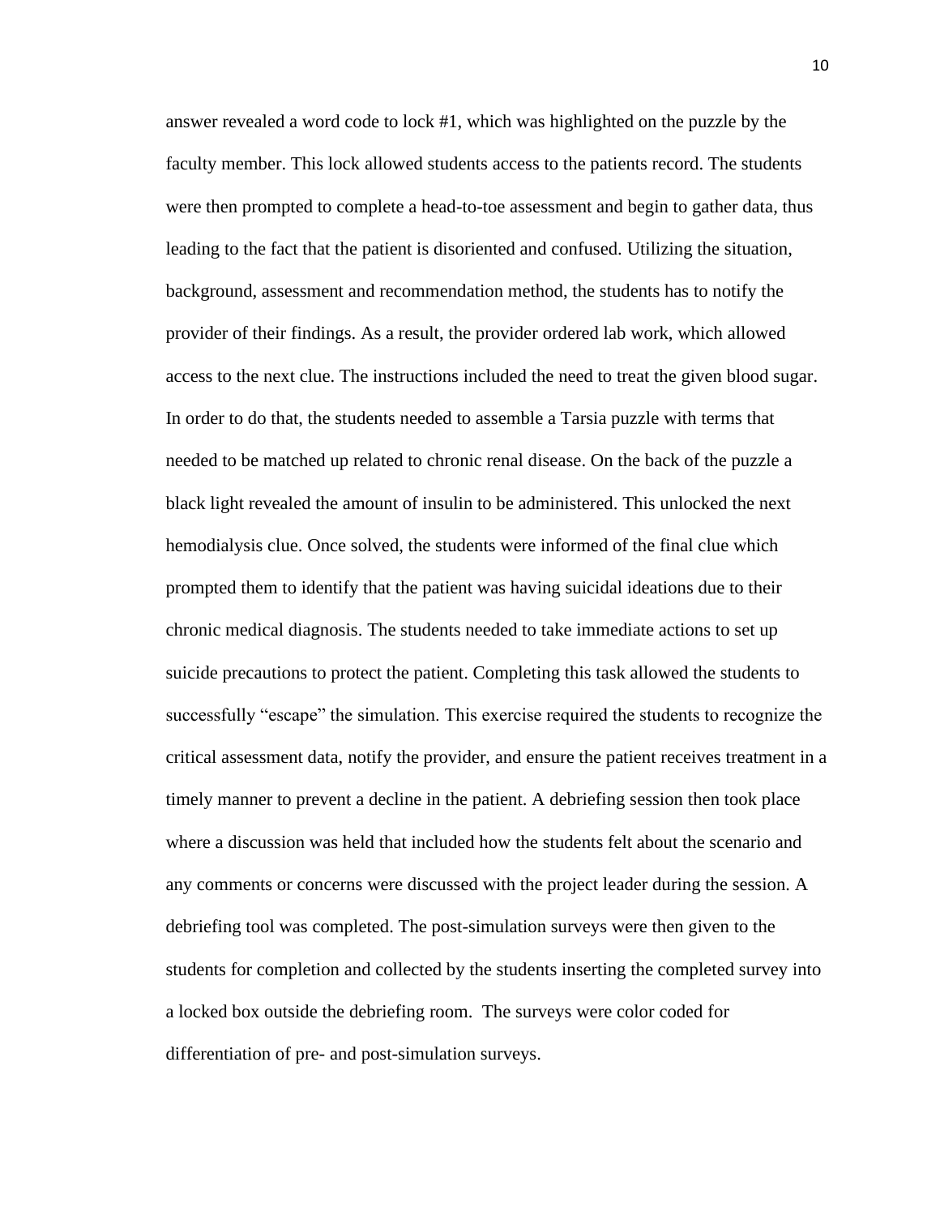answer revealed a word code to lock #1, which was highlighted on the puzzle by the faculty member. This lock allowed students access to the patients record. The students were then prompted to complete a head-to-toe assessment and begin to gather data, thus leading to the fact that the patient is disoriented and confused. Utilizing the situation, background, assessment and recommendation method, the students has to notify the provider of their findings. As a result, the provider ordered lab work, which allowed access to the next clue. The instructions included the need to treat the given blood sugar. In order to do that, the students needed to assemble a Tarsia puzzle with terms that needed to be matched up related to chronic renal disease. On the back of the puzzle a black light revealed the amount of insulin to be administered. This unlocked the next hemodialysis clue. Once solved, the students were informed of the final clue which prompted them to identify that the patient was having suicidal ideations due to their chronic medical diagnosis. The students needed to take immediate actions to set up suicide precautions to protect the patient. Completing this task allowed the students to successfully "escape" the simulation. This exercise required the students to recognize the critical assessment data, notify the provider, and ensure the patient receives treatment in a timely manner to prevent a decline in the patient. A debriefing session then took place where a discussion was held that included how the students felt about the scenario and any comments or concerns were discussed with the project leader during the session. A debriefing tool was completed. The post-simulation surveys were then given to the students for completion and collected by the students inserting the completed survey into a locked box outside the debriefing room. The surveys were color coded for differentiation of pre- and post-simulation surveys.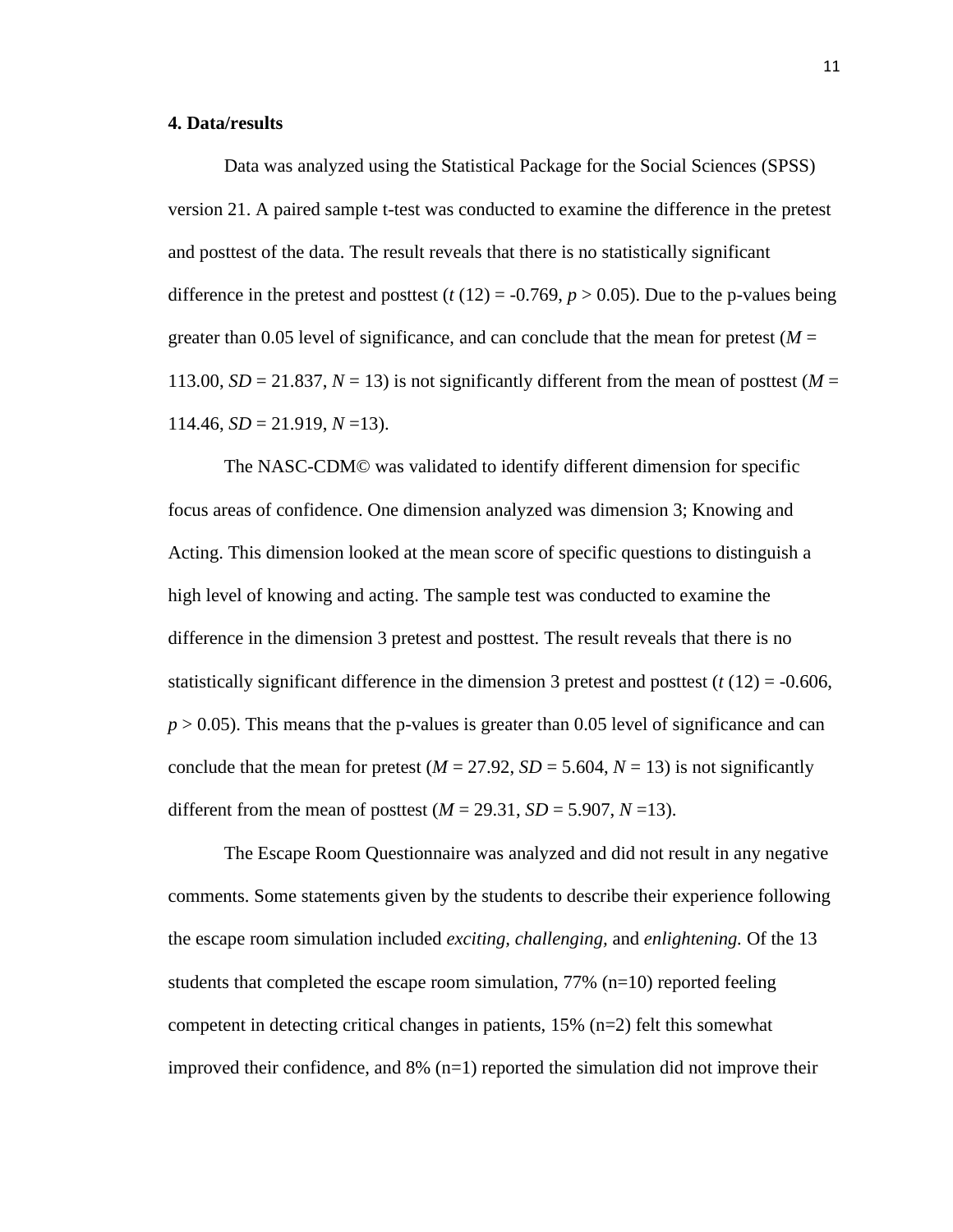**4. Data/results**

Data was analyzed using the Statistical Package for the Social Sciences (SPSS) version 21. A paired sample t-test was conducted to examine the difference in the pretest and posttest of the data. The result reveals that there is no statistically significant difference in the pretest and posttest ($t$ (12) = -0.769, $p > 0.05$). Due to the p-values being greater than 0.05 level of significance, and can conclude that the mean for pretest ($M$ = 113.00, $SD$ = 21.837, $N$ = 13) is not significantly different from the mean of posttest ($M$ = 114.46, $SD$ = 21.919, $N$ =13).

The NASC-CDM© was validated to identify different dimension for specific focus areas of confidence. One dimension analyzed was dimension 3; Knowing and Acting. This dimension looked at the mean score of specific questions to distinguish a high level of knowing and acting. The sample test was conducted to examine the difference in the dimension 3 pretest and posttest. The result reveals that there is no statistically significant difference in the dimension 3 pretest and posttest ($t$ (12) = -0.606, $p > 0.05$). This means that the p-values is greater than 0.05 level of significance and can conclude that the mean for pretest ($M$ = 27.92, $SD$ = 5.604, $N$ = 13) is not significantly different from the mean of posttest ($M$ = 29.31, $SD$ = 5.907, $N$ =13).

The Escape Room Questionnaire was analyzed and did not result in any negative comments. Some statements given by the students to describe their experience following the escape room simulation included *exciting, challenging,* and *enlightening.* Of the 13 students that completed the escape room simulation, 77% (n=10) reported feeling competent in detecting critical changes in patients, 15% (n=2) felt this somewhat improved their confidence, and 8% (n=1) reported the simulation did not improve their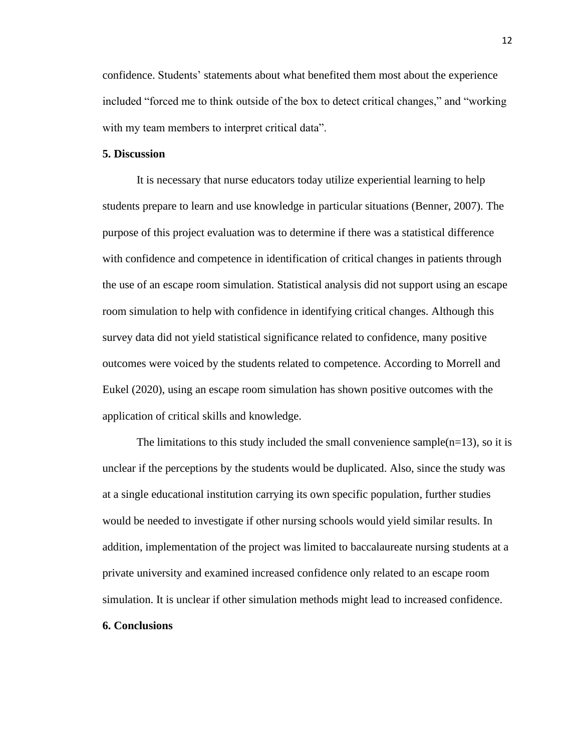confidence. Students' statements about what benefited them most about the experience included "forced me to think outside of the box to detect critical changes," and "working with my team members to interpret critical data".

## 5. Discussion

It is necessary that nurse educators today utilize experiential learning to help students prepare to learn and use knowledge in particular situations (Benner, 2007). The purpose of this project evaluation was to determine if there was a statistical difference with confidence and competence in identification of critical changes in patients through the use of an escape room simulation. Statistical analysis did not support using an escape room simulation to help with confidence in identifying critical changes. Although this survey data did not yield statistical significance related to confidence, many positive outcomes were voiced by the students related to competence. According to Morrell and Eukel (2020), using an escape room simulation has shown positive outcomes with the application of critical skills and knowledge.

The limitations to this study included the small convenience sample(n=13), so it is unclear if the perceptions by the students would be duplicated. Also, since the study was at a single educational institution carrying its own specific population, further studies would be needed to investigate if other nursing schools would yield similar results. In addition, implementation of the project was limited to baccalaureate nursing students at a private university and examined increased confidence only related to an escape room simulation. It is unclear if other simulation methods might lead to increased confidence.

## 6. Conclusions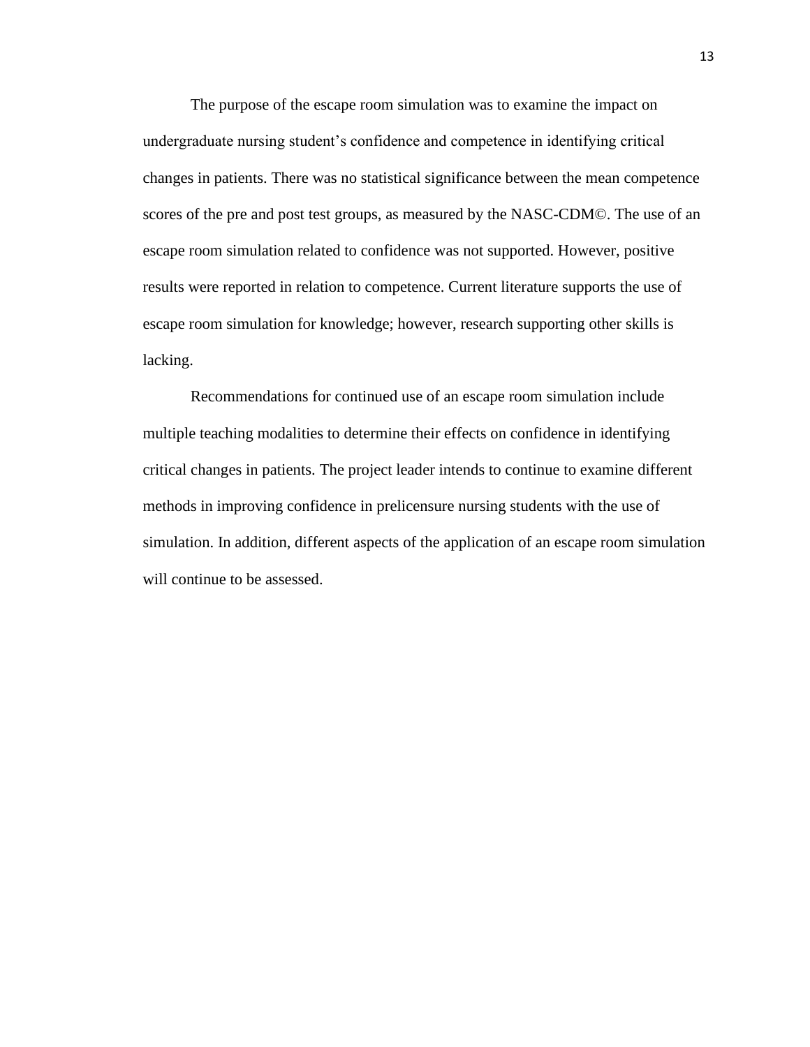The purpose of the escape room simulation was to examine the impact on undergraduate nursing student's confidence and competence in identifying critical changes in patients. There was no statistical significance between the mean competence scores of the pre and post test groups, as measured by the NASC-CDM©. The use of an escape room simulation related to confidence was not supported. However, positive results were reported in relation to competence. Current literature supports the use of escape room simulation for knowledge; however, research supporting other skills is lacking.

Recommendations for continued use of an escape room simulation include multiple teaching modalities to determine their effects on confidence in identifying critical changes in patients. The project leader intends to continue to examine different methods in improving confidence in prelicensure nursing students with the use of simulation. In addition, different aspects of the application of an escape room simulation will continue to be assessed.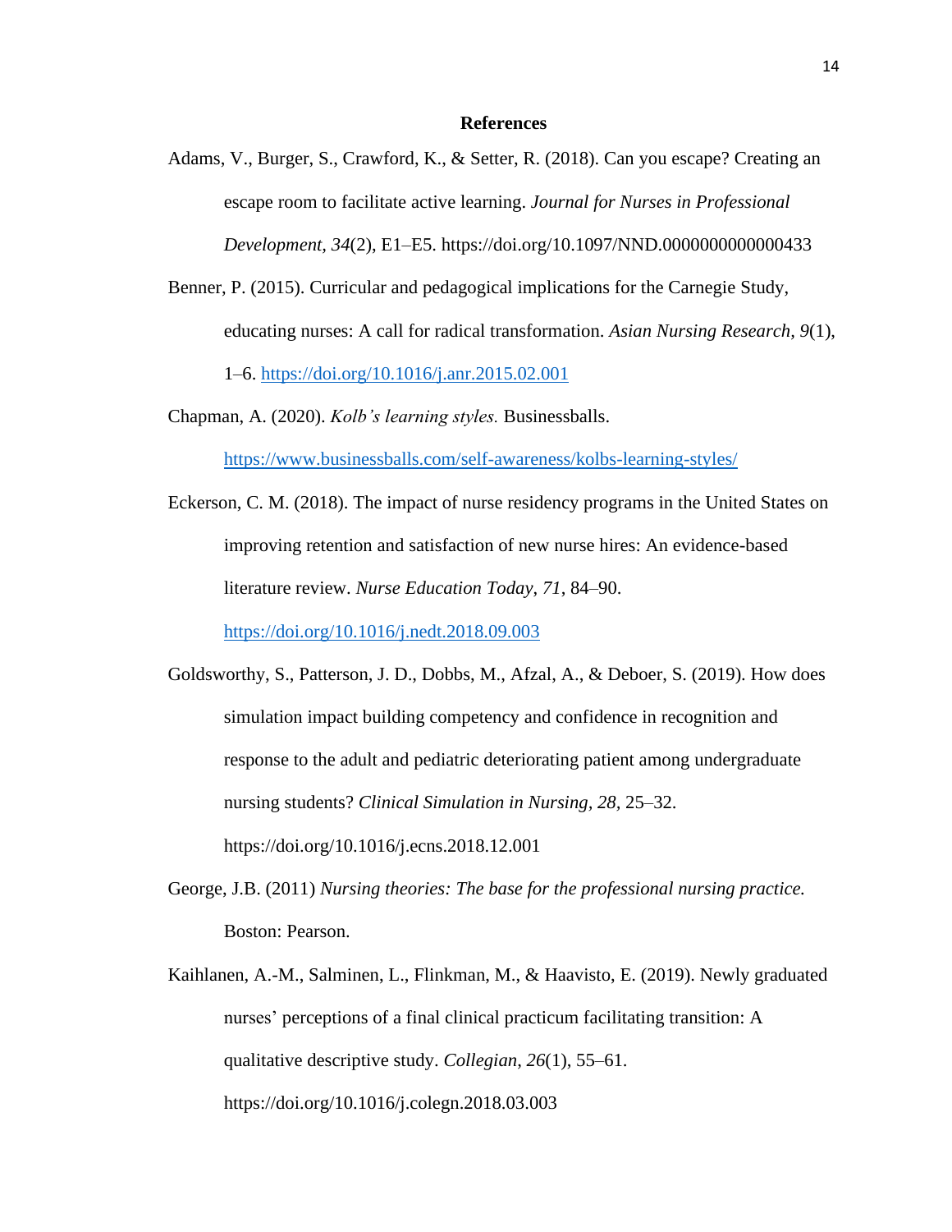# References

Adams, V., Burger, S., Crawford, K., & Setter, R. (2018). Can you escape? Creating an escape room to facilitate active learning. *Journal for Nurses in Professional Development*, *34*(2), E1–E5. https://doi.org/10.1097/NND.0000000000000433

Benner, P. (2015). Curricular and pedagogical implications for the Carnegie Study, educating nurses: A call for radical transformation. *Asian Nursing Research*, *9*(1), 1–6. https://doi.org/10.1016/j.anr.2015.02.001

Chapman, A. (2020). *Kolb's learning styles.* Businessballs. https://www.businessballs.com/self-awareness/kolbs-learning-styles/

Eckerson, C. M. (2018). The impact of nurse residency programs in the United States on improving retention and satisfaction of new nurse hires: An evidence-based literature review. *Nurse Education Today*, *71*, 84–90. https://doi.org/10.1016/j.nedt.2018.09.003

Goldsworthy, S., Patterson, J. D., Dobbs, M., Afzal, A., & Deboer, S. (2019). How does simulation impact building competency and confidence in recognition and response to the adult and pediatric deteriorating patient among undergraduate nursing students? *Clinical Simulation in Nursing*, *28*, 25–32. https://doi.org/10.1016/j.ecns.2018.12.001

George, J.B. (2011) *Nursing theories: The base for the professional nursing practice.* Boston: Pearson.

Kaihlanen, A.-M., Salminen, L., Flinkman, M., & Haavisto, E. (2019). Newly graduated nurses' perceptions of a final clinical practicum facilitating transition: A qualitative descriptive study. *Collegian*, *26*(1), 55–61. https://doi.org/10.1016/j.colegn.2018.03.003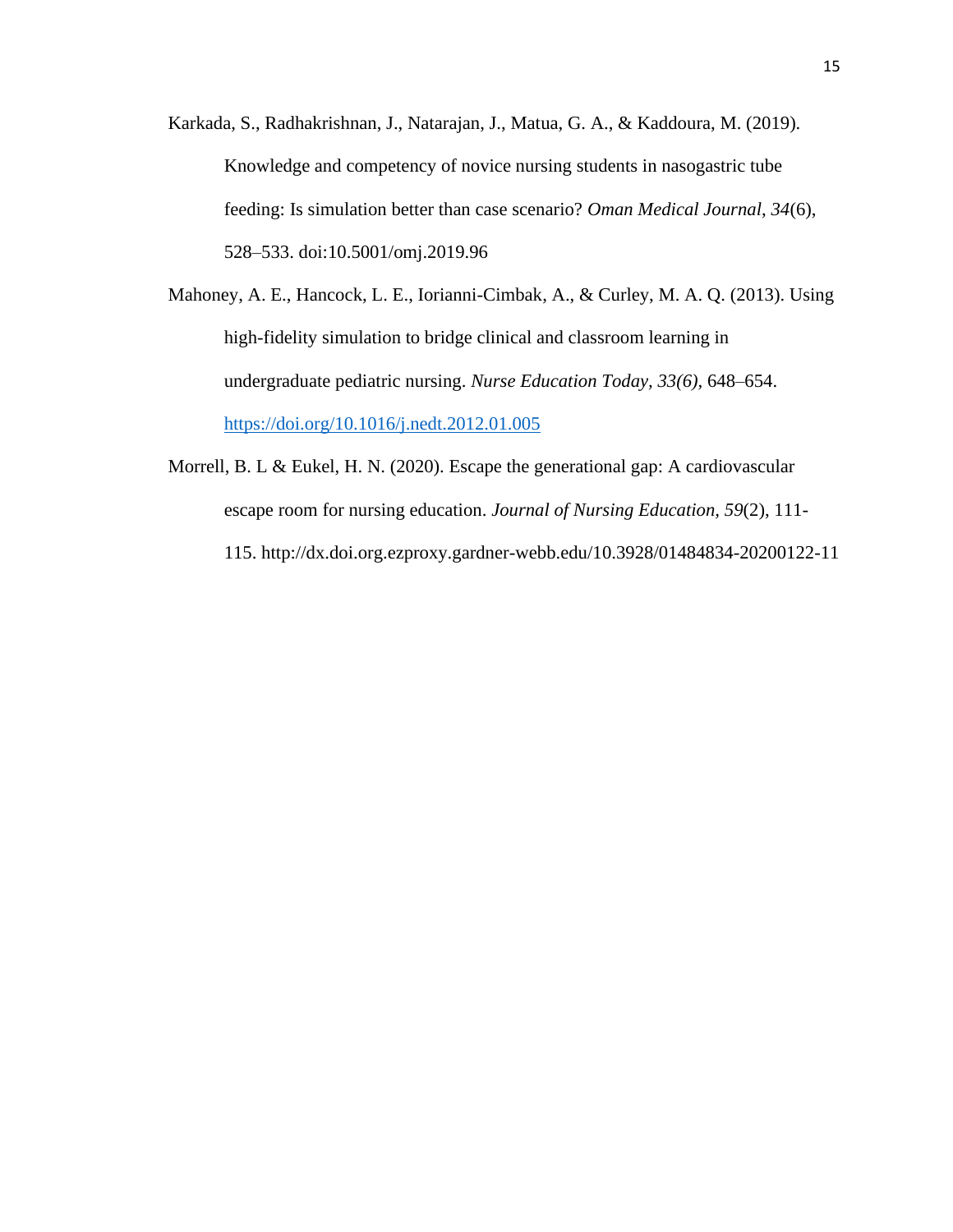Karkada, S., Radhakrishnan, J., Natarajan, J., Matua, G. A., & Kaddoura, M. (2019). Knowledge and competency of novice nursing students in nasogastric tube feeding: Is simulation better than case scenario? *Oman Medical Journal*, *34*(6), 528–533. doi:10.5001/omj.2019.96

Mahoney, A. E., Hancock, L. E., Iorianni-Cimbak, A., & Curley, M. A. Q. (2013). Using high-fidelity simulation to bridge clinical and classroom learning in undergraduate pediatric nursing. *Nurse Education Today, 33(6),* 648–654. https://doi.org/10.1016/j.nedt.2012.01.005

Morrell, B. L & Eukel, H. N. (2020). Escape the generational gap: A cardiovascular escape room for nursing education. *Journal of Nursing Education*, *59*(2), 111-115. http://dx.doi.org.ezproxy.gardner-webb.edu/10.3928/01484834-20200122-11